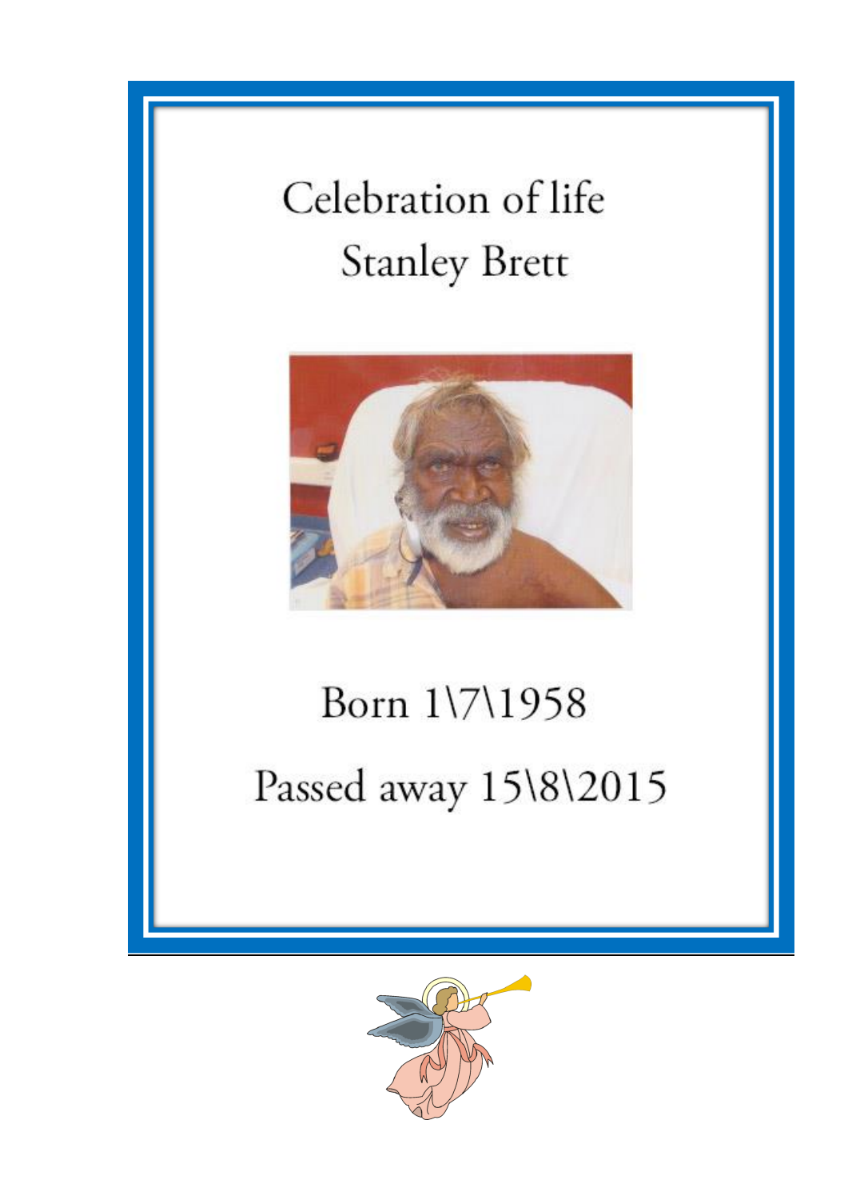# Celebration of life

# Stanley Brett

Born 1\7\1958

Passed away 15\8\2015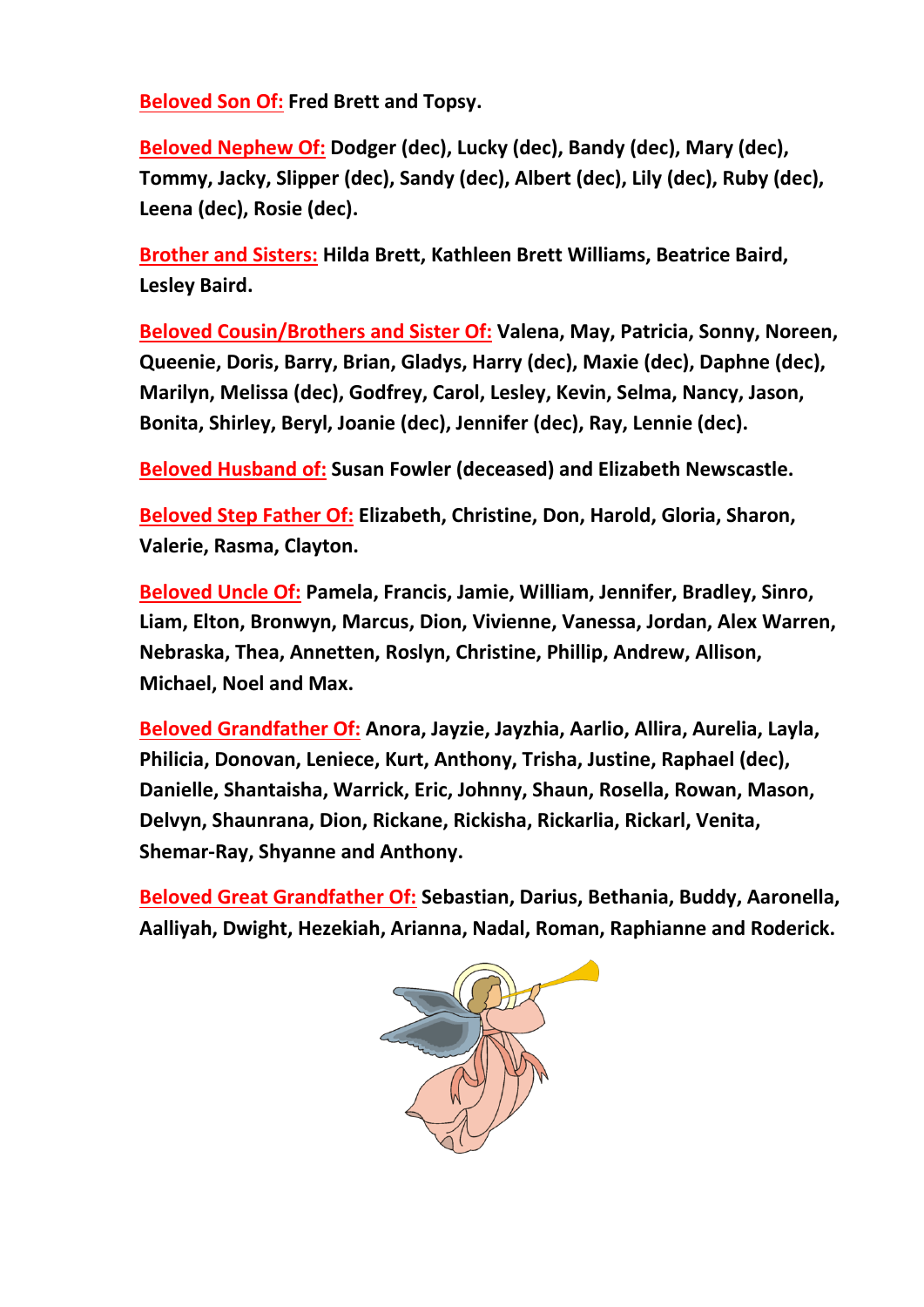**Beloved Son Of:** Fred Brett and Topsy.

**Beloved Nephew Of:** Dodger (dec), Lucky (dec), Bandy (dec), Mary (dec), Tommy, Jacky, Slipper (dec), Sandy (dec), Albert (dec), Lily (dec), Ruby (dec), Leena (dec), Rosie (dec).

**Brother and Sisters:** Hilda Brett, Kathleen Brett Williams, Beatrice Baird, Lesley Baird.

**Beloved Cousin/Brothers and Sister Of:** Valena, May, Patricia, Sonny, Noreen, Queenie, Doris, Barry, Brian, Gladys, Harry (dec), Maxie (dec), Daphne (dec), Marilyn, Melissa (dec), Godfrey, Carol, Lesley, Kevin, Selma, Nancy, Jason, Bonita, Shirley, Beryl, Joanie (dec), Jennifer (dec), Ray, Lennie (dec).

**Beloved Husband of:** Susan Fowler (deceased) and Elizabeth Newscastle.

**Beloved Step Father Of:** Elizabeth, Christine, Don, Harold, Gloria, Sharon, Valerie, Rasma, Clayton.

**Beloved Uncle Of:** Pamela, Francis, Jamie, William, Jennifer, Bradley, Sinro, Liam, Elton, Bronwyn, Marcus, Dion, Vivienne, Vanessa, Jordan, Alex Warren, Nebraska, Thea, Annetten, Roslyn, Christine, Phillip, Andrew, Allison, Michael, Noel and Max.

**Beloved Grandfather Of:** Anora, Jayzie, Jayzhia, Aarlio, Allira, Aurelia, Layla, Philicia, Donovan, Leniece, Kurt, Anthony, Trisha, Justine, Raphael (dec), Danielle, Shantaisha, Warrick, Eric, Johnny, Shaun, Rosella, Rowan, Mason, Delvyn, Shaunrana, Dion, Rickane, Rickisha, Rickarlia, Rickarl, Venita, Shemar-Ray, Shyanne and Anthony.

**Beloved Great Grandfather Of:** Sebastian, Darius, Bethania, Buddy, Aaronella, Aalliyah, Dwight, Hezekiah, Arianna, Nadal, Roman, Raphianne and Roderick.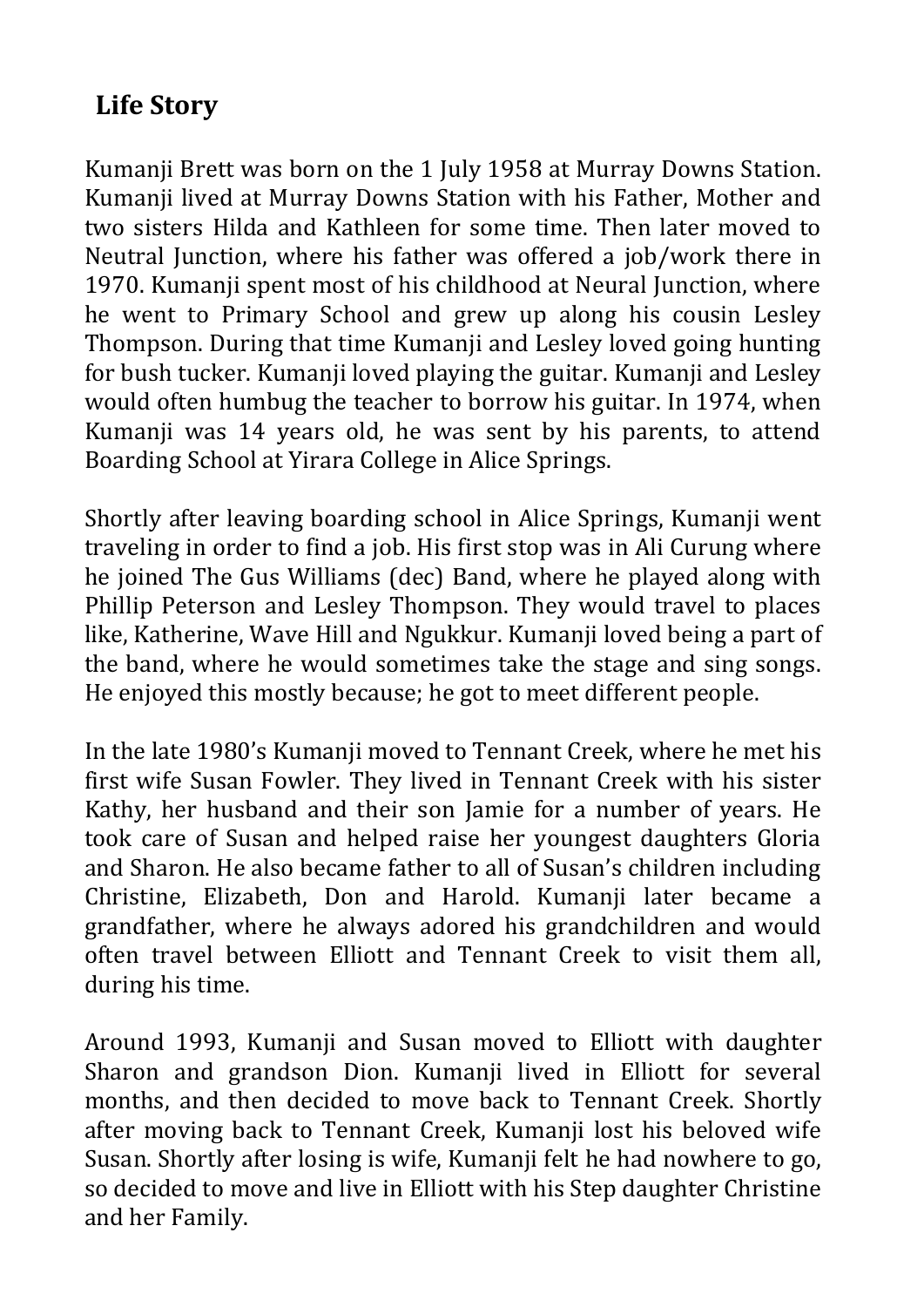## Life Story

Kumanji Brett was born on the 1 July 1958 at Murray Downs Station. Kumanji lived at Murray Downs Station with his Father, Mother and two sisters Hilda and Kathleen for some time. Then later moved to Neutral Junction, where his father was offered a job/work there in 1970. Kumanji spent most of his childhood at Neural Junction, where he went to Primary School and grew up along his cousin Lesley Thompson. During that time Kumanji and Lesley loved going hunting for bush tucker. Kumanji loved playing the guitar. Kumanji and Lesley would often humbug the teacher to borrow his guitar. In 1974, when Kumanji was 14 years old, he was sent by his parents, to attend Boarding School at Yirara College in Alice Springs.

Shortly after leaving boarding school in Alice Springs, Kumanji went traveling in order to find a job. His first stop was in Ali Curung where he joined The Gus Williams (dec) Band, where he played along with Phillip Peterson and Lesley Thompson. They would travel to places like, Katherine, Wave Hill and Ngukkur. Kumanji loved being a part of the band, where he would sometimes take the stage and sing songs. He enjoyed this mostly because; he got to meet different people.

In the late 1980's Kumanji moved to Tennant Creek, where he met his first wife Susan Fowler. They lived in Tennant Creek with his sister Kathy, her husband and their son Jamie for a number of years. He took care of Susan and helped raise her youngest daughters Gloria and Sharon. He also became father to all of Susan's children including Christine, Elizabeth, Don and Harold. Kumanji later became a grandfather, where he always adored his grandchildren and would often travel between Elliott and Tennant Creek to visit them all, during his time.

Around 1993, Kumanji and Susan moved to Elliott with daughter Sharon and grandson Dion. Kumanji lived in Elliott for several months, and then decided to move back to Tennant Creek. Shortly after moving back to Tennant Creek, Kumanji lost his beloved wife Susan. Shortly after losing is wife, Kumanji felt he had nowhere to go, so decided to move and live in Elliott with his Step daughter Christine and her Family.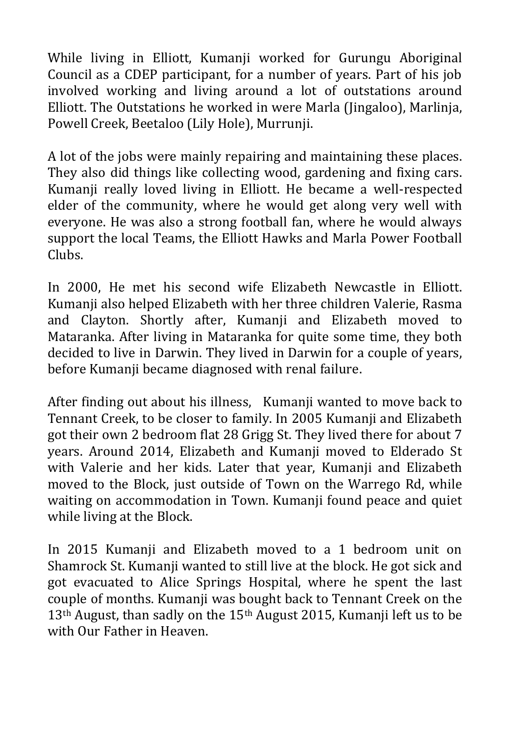While living in Elliott, Kumanji worked for Gurungu Aboriginal Council as a CDEP participant, for a number of years. Part of his job involved working and living around a lot of outstations around Elliott. The Outstations he worked in were Marla (Jingaloo), Marlinja, Powell Creek, Beetaloo (Lily Hole), Murrunji.

A lot of the jobs were mainly repairing and maintaining these places. They also did things like collecting wood, gardening and fixing cars. Kumanji really loved living in Elliott. He became a well-respected elder of the community, where he would get along very well with everyone. He was also a strong football fan, where he would always support the local Teams, the Elliott Hawks and Marla Power Football Clubs.

In 2000, He met his second wife Elizabeth Newcastle in Elliott. Kumanji also helped Elizabeth with her three children Valerie, Rasma and Clayton. Shortly after, Kumanji and Elizabeth moved to Mataranka. After living in Mataranka for quite some time, they both decided to live in Darwin. They lived in Darwin for a couple of years, before Kumanji became diagnosed with renal failure.

After finding out about his illness, Kumanji wanted to move back to Tennant Creek, to be closer to family. In 2005 Kumanji and Elizabeth got their own 2 bedroom flat 28 Grigg St. They lived there for about 7 years. Around 2014, Elizabeth and Kumanji moved to Elderado St with Valerie and her kids. Later that year, Kumanji and Elizabeth moved to the Block, just outside of Town on the Warrego Rd, while waiting on accommodation in Town. Kumanji found peace and quiet while living at the Block.

In 2015 Kumanji and Elizabeth moved to a 1 bedroom unit on Shamrock St. Kumanji wanted to still live at the block. He got sick and got evacuated to Alice Springs Hospital, where he spent the last couple of months. Kumanji was bought back to Tennant Creek on the 13th August, than sadly on the 15th August 2015, Kumanji left us to be with Our Father in Heaven.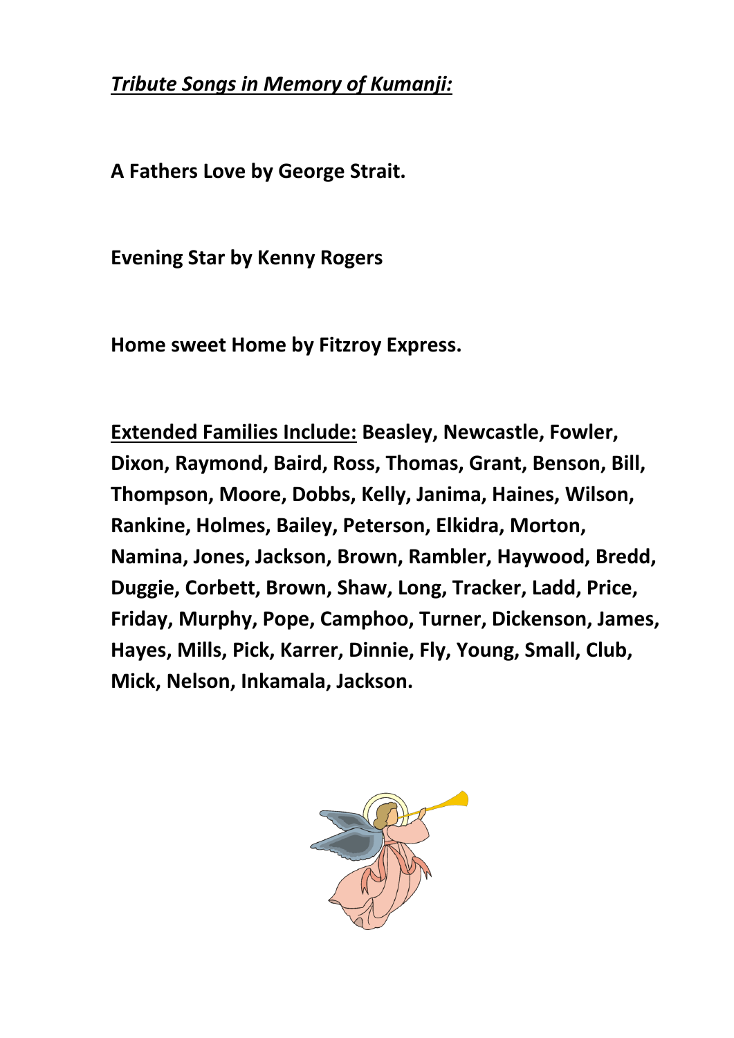***Tribute Songs in Memory of Kumanji:***

**A Fathers Love by George Strait.**

**Evening Star by Kenny Rogers**

**Home sweet Home by Fitzroy Express.**

<u>**Extended Families Include:**</u> **Beasley, Newcastle, Fowler, Dixon, Raymond, Baird, Ross, Thomas, Grant, Benson, Bill, Thompson, Moore, Dobbs, Kelly, Janima, Haines, Wilson, Rankine, Holmes, Bailey, Peterson, Elkidra, Morton, Namina, Jones, Jackson, Brown, Rambler, Haywood, Bredd, Duggie, Corbett, Brown, Shaw, Long, Tracker, Ladd, Price, Friday, Murphy, Pope, Camphoo, Turner, Dickenson, James, Hayes, Mills, Pick, Karrer, Dinnie, Fly, Young, Small, Club, Mick, Nelson, Inkamala, Jackson.**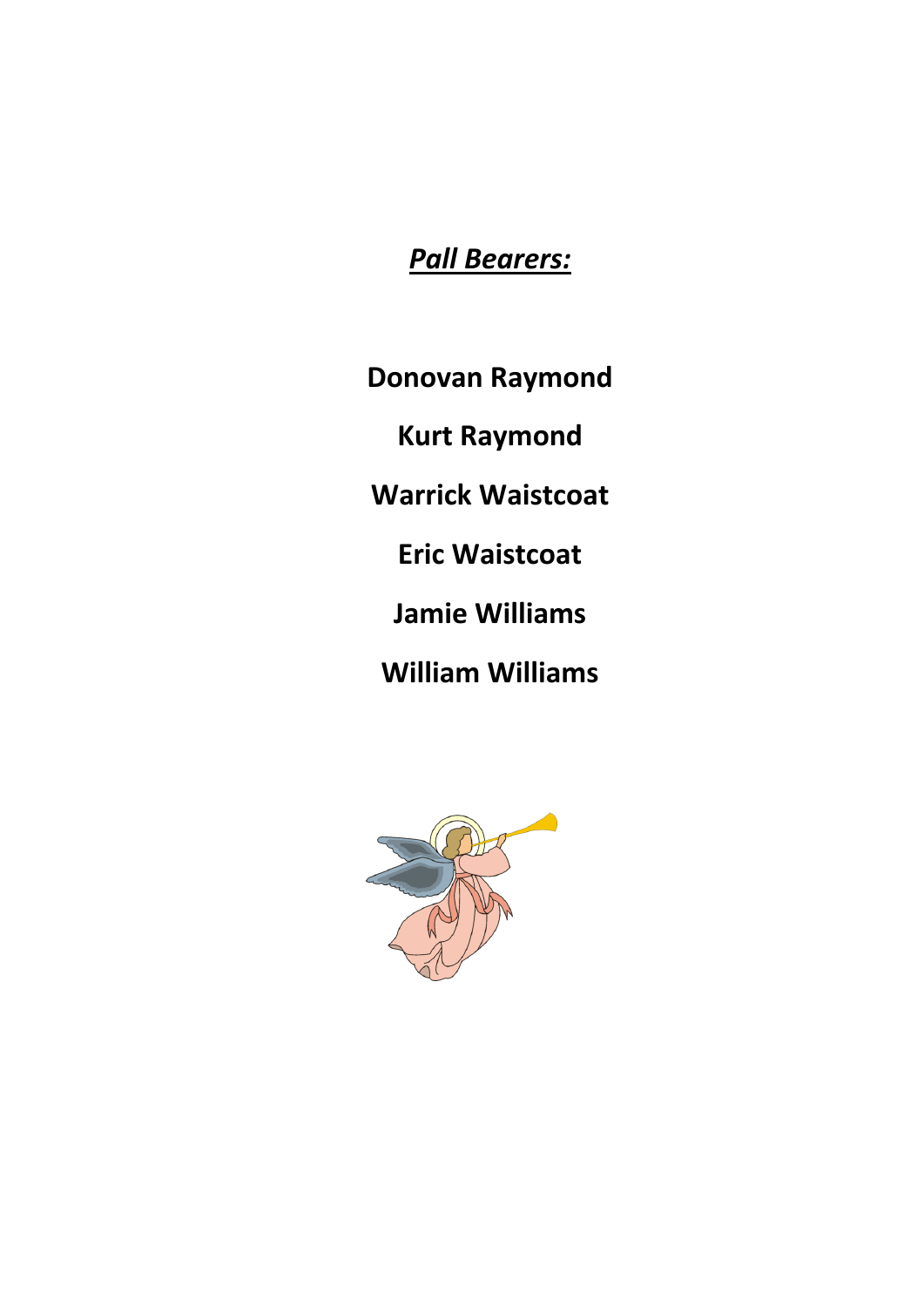## ***Pall Bearers:***

**Donovan Raymond**

**Kurt Raymond**

**Warrick Waistcoat**

**Eric Waistcoat**

**Jamie Williams**

**William Williams**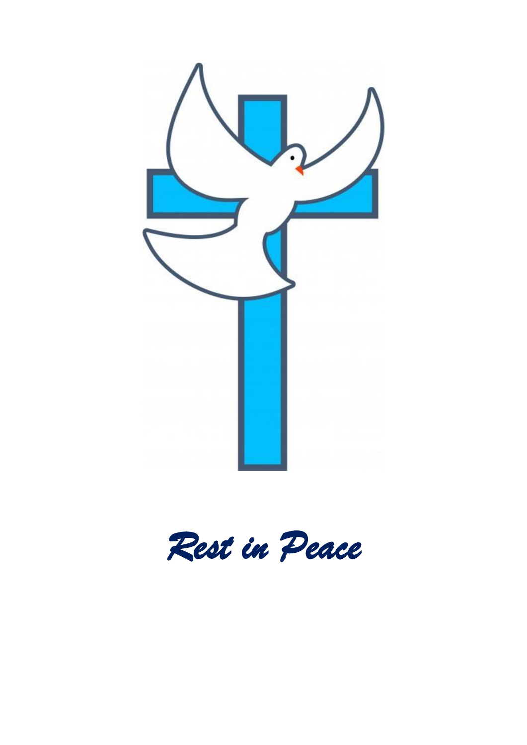*Rest in Peace*